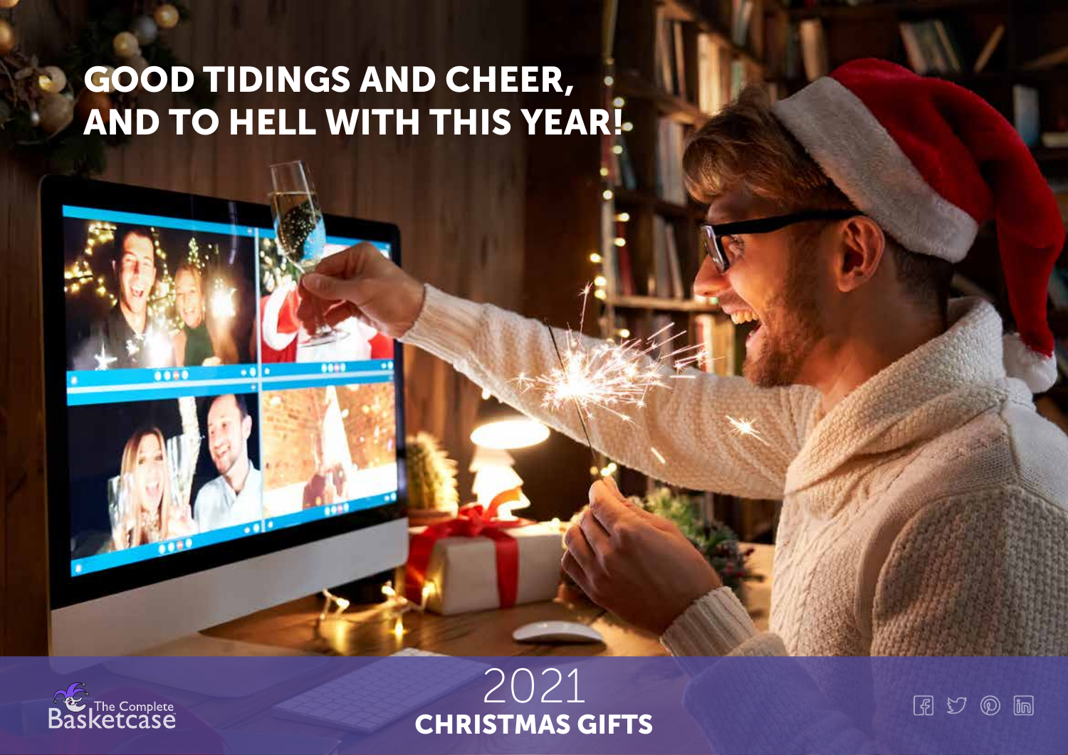# GOOD TIDINGS AND CHEER, AND TO HELL WITH THIS YEAR!

The Complete Basketcase

2021

**CHRISTMAS GIFTS**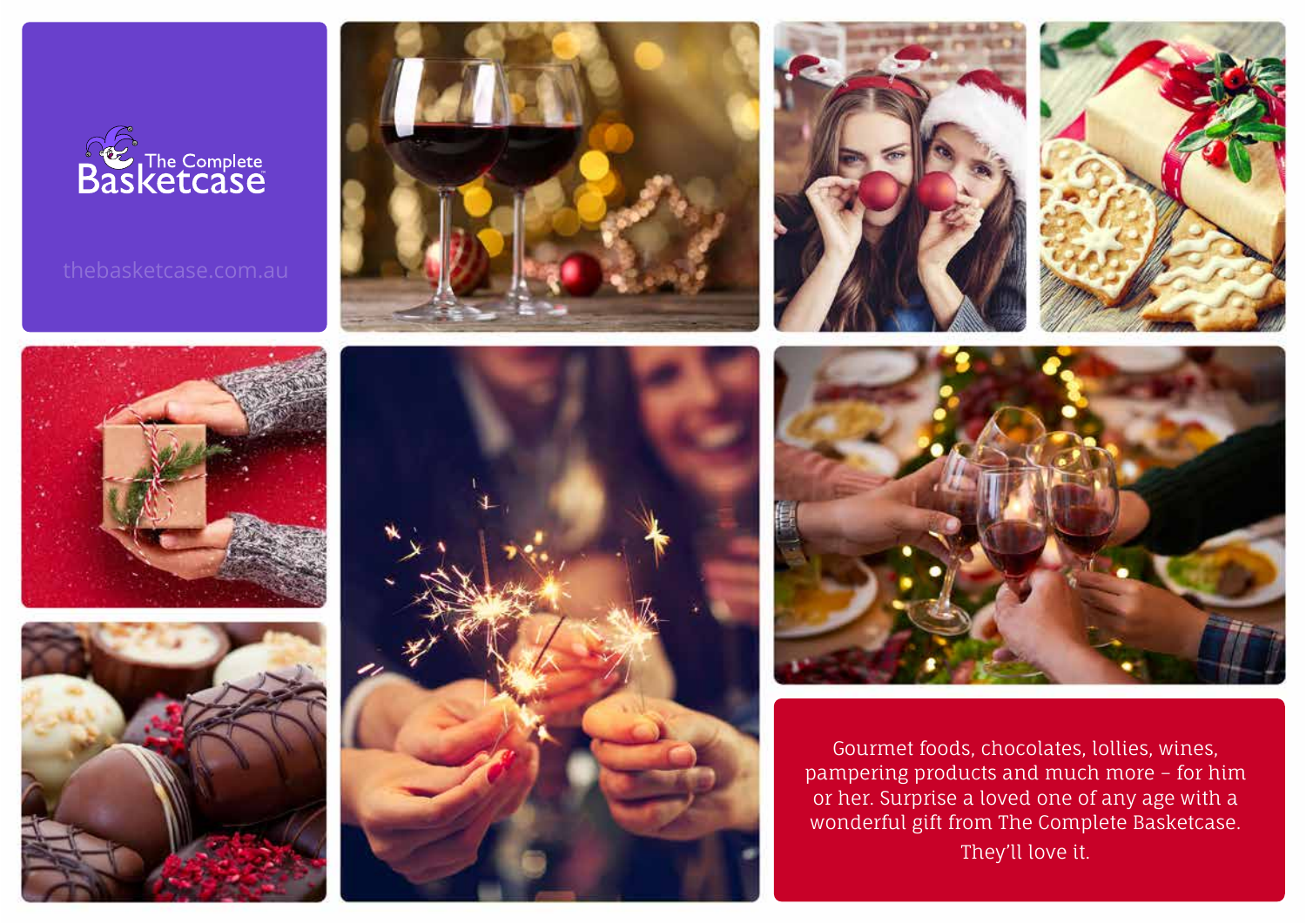The Complete Basketcase

thebasketcase.com.au

Gourmet foods, chocolates, lollies, wines, pampering products and much more – for him or her. Surprise a loved one of any age with a wonderful gift from The Complete Basketcase.

They'll love it.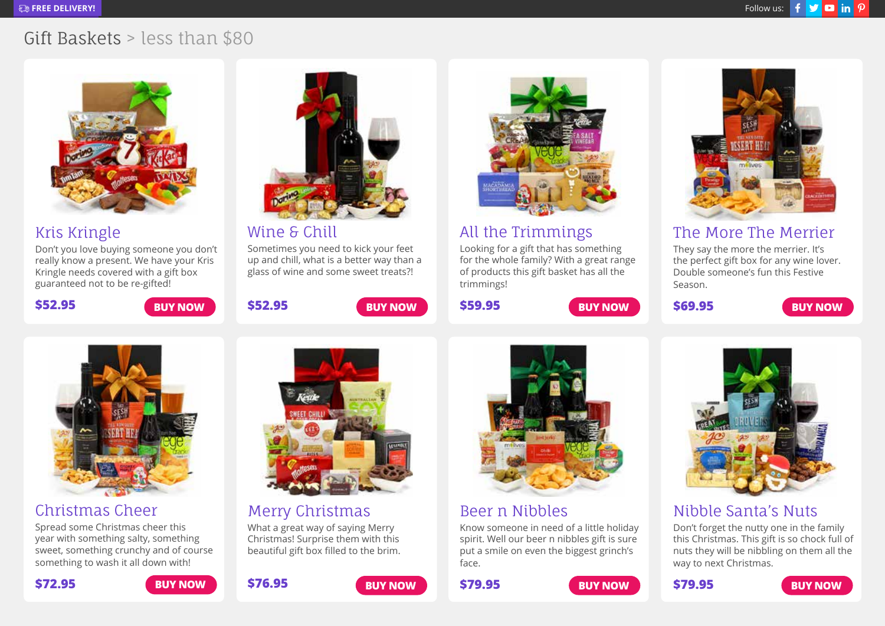FREE DELIVERY!

Follow us:

# Gift Baskets > less than $80

## Kris Kringle

Don't you love buying someone you don't really know a present. We have your Kris Kringle needs covered with a gift box guaranteed not to be re-gifted!

**$52.95** BUY NOW

## Wine & Chill

Sometimes you need to kick your feet up and chill, what is a better way than a glass of wine and some sweet treats?!

**$52.95** BUY NOW

## All the Trimmings

Looking for a gift that has something for the whole family? With a great range of products this gift basket has all the trimmings!

**$59.95** BUY NOW

## The More The Merrier

They say the more the merrier. It's the perfect gift box for any wine lover. Double someone's fun this Festive Season.

**$69.95** BUY NOW

## Christmas Cheer

Spread some Christmas cheer this year with something salty, something sweet, something crunchy and of course something to wash it all down with!

**$72.95** BUY NOW

## Merry Christmas

What a great way of saying Merry Christmas! Surprise them with this beautiful gift box filled to the brim.

**$76.95** BUY NOW

## Beer n Nibbles

Know someone in need of a little holiday spirit. Well our beer n nibbles gift is sure put a smile on even the biggest grinch's face.

**$79.95** BUY NOW

## Nibble Santa's Nuts

Don't forget the nutty one in the family this Christmas. This gift is so chock full of nuts they will be nibbling on them all the way to next Christmas.

**$79.95** BUY NOW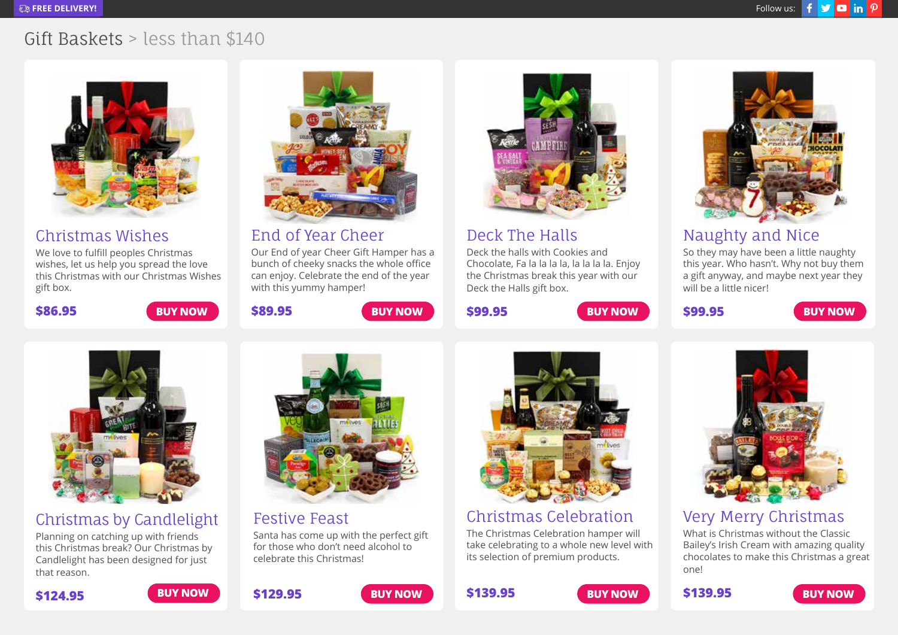FREE DELIVERY!

Follow us:

# Gift Baskets > less than $140

## Christmas Wishes

We love to fulfill peoples Christmas wishes, let us help you spread the love this Christmas with our Christmas Wishes gift box.

**$86.95**

**BUY NOW**

## End of Year Cheer

Our End of year Cheer Gift Hamper has a bunch of cheeky snacks the whole office can enjoy. Celebrate the end of the year with this yummy hamper!

**$89.95**

**BUY NOW**

## Deck The Halls

Deck the halls with Cookies and Chocolate, Fa la la la la, la la la la. Enjoy the Christmas break this year with our Deck the Halls gift box.

**$99.95**

**BUY NOW**

## Naughty and Nice

So they may have been a little naughty this year. Who hasn't. Why not buy them a gift anyway, and maybe next year they will be a little nicer!

**$99.95**

**BUY NOW**

## Christmas by Candlelight

Planning on catching up with friends this Christmas break? Our Christmas by Candlelight has been designed for just that reason.

**$124.95**

**BUY NOW**

## Festive Feast

Santa has come up with the perfect gift for those who don't need alcohol to celebrate this Christmas!

**$129.95**

**BUY NOW**

## Christmas Celebration

The Christmas Celebration hamper will take celebrating to a whole new level with its selection of premium products.

**$139.95**

**BUY NOW**

## Very Merry Christmas

What is Christmas without the Classic Bailey's Irish Cream with amazing quality chocolates to make this Christmas a great one!

**$139.95**

**BUY NOW**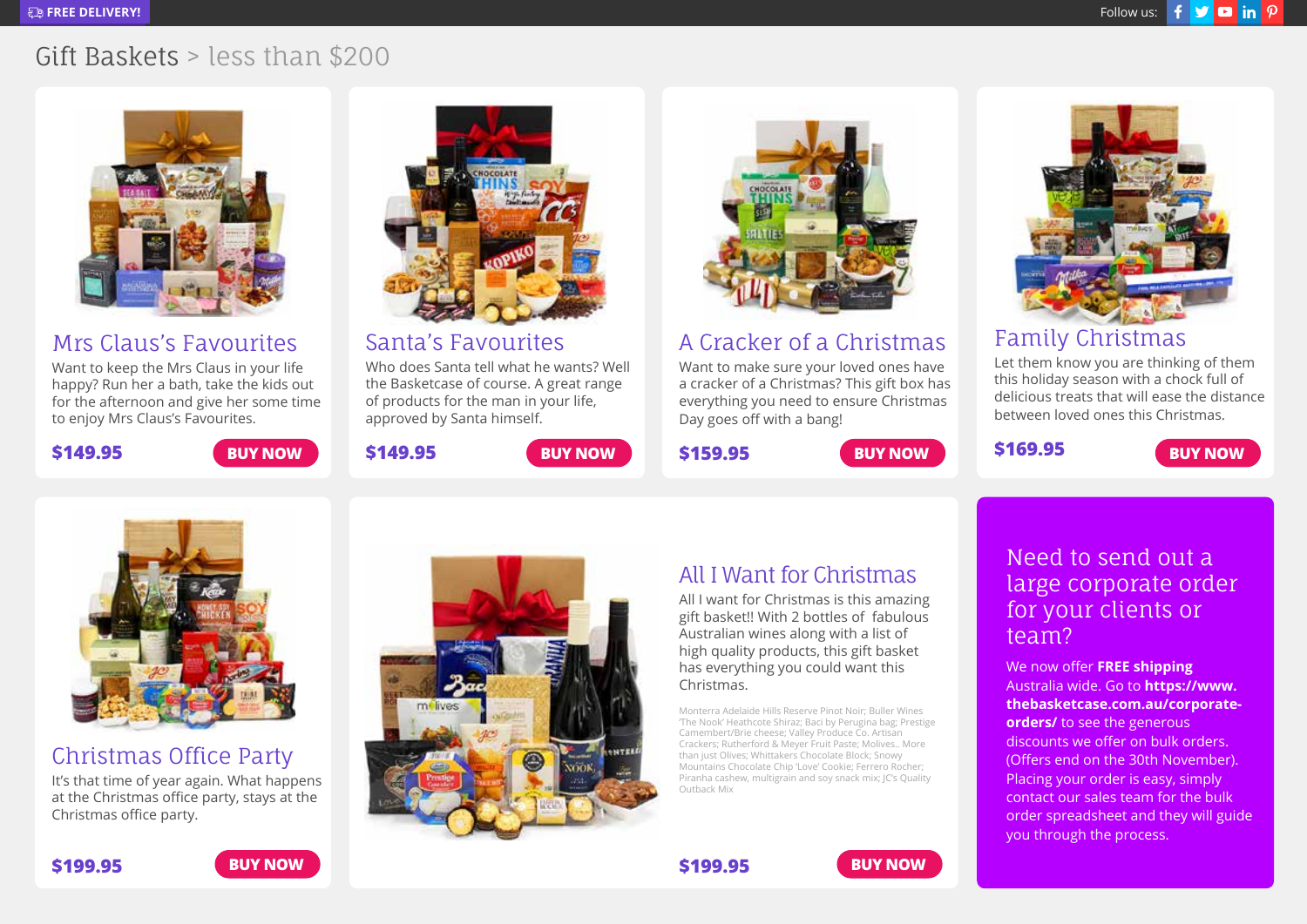FREE DELIVERY!

Follow us:

# Gift Baskets > less than $200

## Mrs Claus's Favourites

Want to keep the Mrs Claus in your life happy? Run her a bath, take the kids out for the afternoon and give her some time to enjoy Mrs Claus's Favourites.

**$149.95** **BUY NOW**

## Santa's Favourites

Who does Santa tell what he wants? Well the Basketcase of course. A great range of products for the man in your life, approved by Santa himself.

**$149.95** **BUY NOW**

## A Cracker of a Christmas

Want to make sure your loved ones have a cracker of a Christmas? This gift box has everything you need to ensure Christmas Day goes off with a bang!

**$159.95** **BUY NOW**

## Family Christmas

Let them know you are thinking of them this holiday season with a chock full of delicious treats that will ease the distance between loved ones this Christmas.

**$169.95** **BUY NOW**

## Christmas Office Party

It's that time of year again. What happens at the Christmas office party, stays at the Christmas office party.

**$199.95** **BUY NOW**

## All I Want for Christmas

All I want for Christmas is this amazing gift basket!! With 2 bottles of fabulous Australian wines along with a list of high quality products, this gift basket has everything you could want this Christmas.

Monterra Adelaide Hills Reserve Pinot Noir; Buller Wines 'The Nook' Heathcote Shiraz; Baci by Perugina bag; Prestige Camembert/Brie cheese; Valley Produce Co. Artisan Crackers; Rutherford & Meyer Fruit Paste; Molives.. More than just Olives; Whittakers Chocolate Block; Snowy Mountains Chocolate Chip 'Love' Cookie; Ferrero Rocher; Piranha cashew, multigrain and soy snack mix; JC's Quality Outback Mix

**$199.95** **BUY NOW**

## Need to send out a large corporate order for your clients or team?

We now offer **FREE shipping** Australia wide. Go to **https://www.thebasketcase.com.au/corporate-orders/** to see the generous discounts we offer on bulk orders. (Offers end on the 30th November). Placing your order is easy, simply contact our sales team for the bulk order spreadsheet and they will guide you through the process.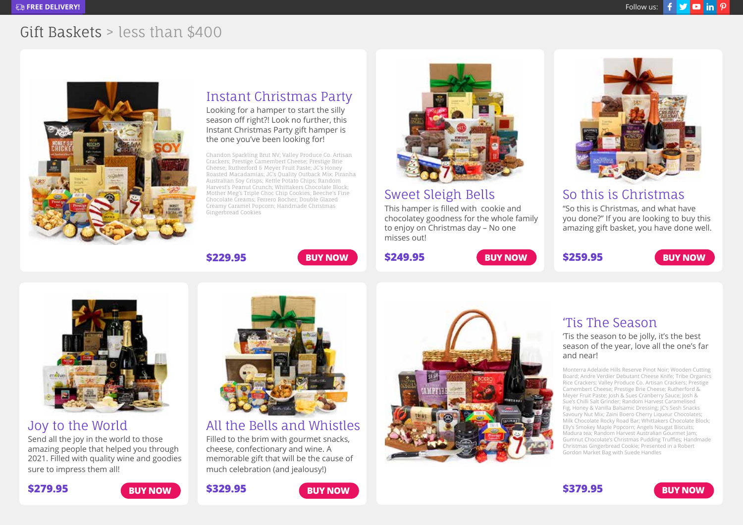FREE DELIVERY!

Follow us:

# Gift Baskets > less than $400

## Instant Christmas Party

Looking for a hamper to start the silly season off right?! Look no further, this Instant Christmas Party gift hamper is the one you've been looking for!

Chandon Sparkling Brut NV; Valley Produce Co. Artisan Crackers; Prestige Camembert Cheese; Prestige Brie Cheese; Rutherford & Meyer Fruit Paste; JC's Honey Roasted Macadamias; JC's Quality Outback Mix; Piranha Australian Soy Crisps; Kettle Potato Chips; Random Harvest's Peanut Crunch; Whittakers Chocolate Block; Mother Meg's Triple Choc Chip Cookies; Beeche's Fine Chocolate Creams; Ferrero Rocher; Double Glazed Creamy Caramel Popcorn; Handmade Christmas Gingerbread Cookies

**$229.95**

**BUY NOW**

## Sweet Sleigh Bells

This hamper is filled with cookie and chocolatey goodness for the whole family to enjoy on Christmas day – No one misses out!

**$249.95**

**BUY NOW**

## So this is Christmas

"So this is Christmas, and what have you done?" If you are looking to buy this amazing gift basket, you have done well.

**$259.95**

**BUY NOW**

## Joy to the World

Send all the joy in the world to those amazing people that helped you through 2021. Filled with quality wine and goodies sure to impress them all!

**$279.95**

**BUY NOW**

## All the Bells and Whistles

Filled to the brim with gourmet snacks, cheese, confectionary and wine. A memorable gift that will be the cause of much celebration (and jealousy!)

**$329.95**

**BUY NOW**

## 'Tis The Season

'Tis the season to be jolly, it's the best season of the year, love all the one's far and near!

Monterra Adelaide Hills Reserve Pinot Noir; Wooden Cutting Board; Andre Verdier Debutant Cheese Knife; Tribe Organics Rice Crackers; Valley Produce Co. Artisan Crackers; Prestige Camembert Cheese; Prestige Brie Cheese; Rutherford & Meyer Fruit Paste; Josh & Sues Cranberry Sauce; Josh & Sue's Chilli Salt Grinder; Random Harvest Caramelised Fig, Honey & Vanilla Balsamic Dressing; JC's Sesh Snacks Savoury Nut Mix; Zaini Boero Cherry Liqueur Chocolates; Milk Chocolate Rocky Road Bar; Whittakers Chocolate Block; Elly's Smokey Maple Popcorn; Angels Nougat Biscuits; Madura tea; Random Harvest Australian Gourmet Jam; Gumnut Chocolate's Christmas Pudding Truffles; Handmade Christmas Gingerbread Cookie; Presented in a Robert Gordon Market Bag with Suede Handles

**$379.95**

**BUY NOW**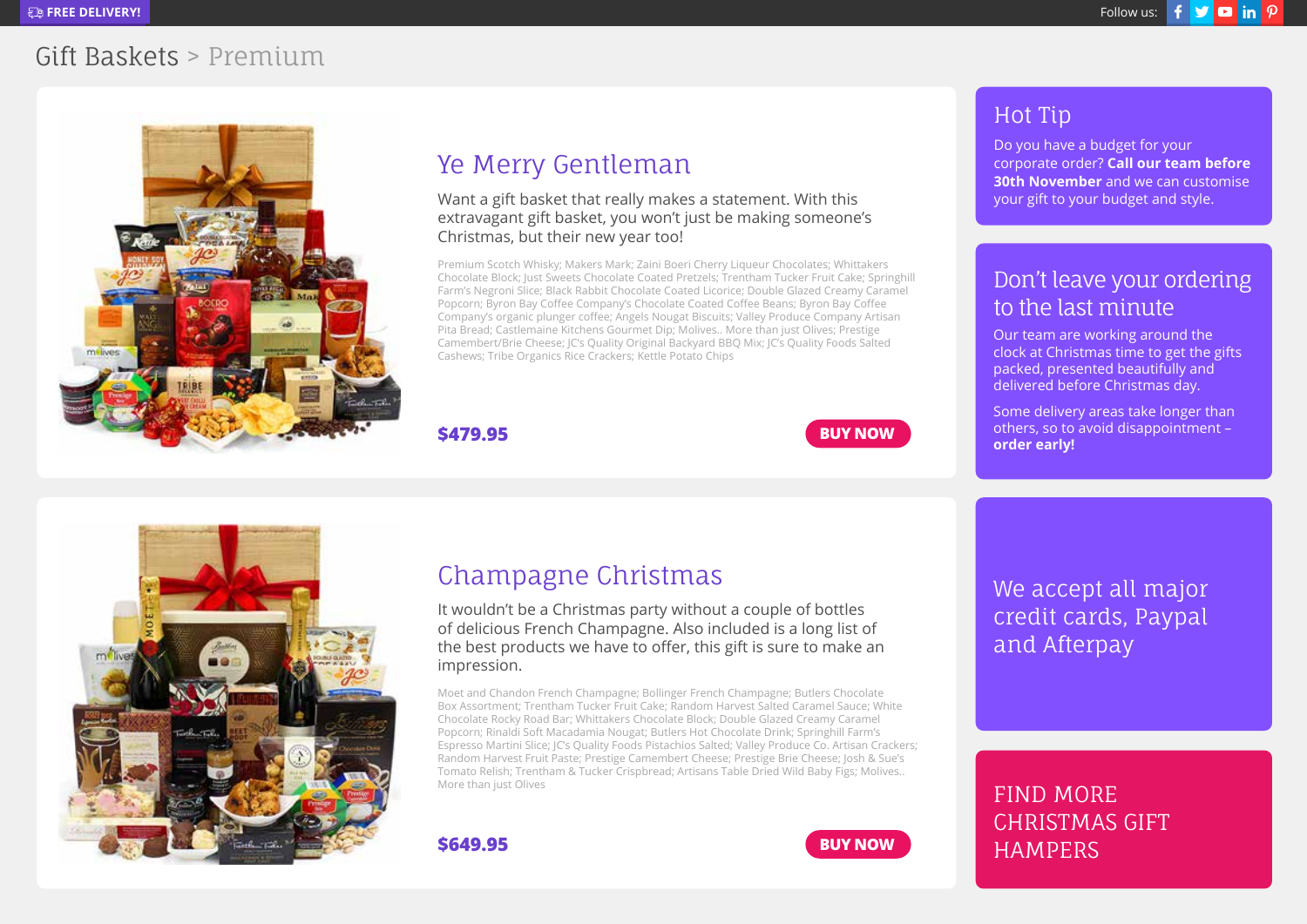FREE DELIVERY!

Follow us:

# Gift Baskets > Premium

## Ye Merry Gentleman

Want a gift basket that really makes a statement. With this extravagant gift basket, you won't just be making someone's Christmas, but their new year too!

Premium Scotch Whisky; Makers Mark; Zaini Boeri Cherry Liqueur Chocolates; Whittakers Chocolate Block; Just Sweets Chocolate Coated Pretzels; Trentham Tucker Fruit Cake; Springhill Farm's Negroni Slice; Black Rabbit Chocolate Coated Licorice; Double Glazed Creamy Caramel Popcorn; Byron Bay Coffee Company's Chocolate Coated Coffee Beans; Byron Bay Coffee Company's organic plunger coffee; Angels Nougat Biscuits; Valley Produce Company Artisan Pita Bread; Castlemaine Kitchens Gourmet Dip; Molives.. More than just Olives; Prestige Camembert/Brie Cheese; JC's Quality Original Backyard BBQ Mix; JC's Quality Foods Salted Cashews; Tribe Organics Rice Crackers; Kettle Potato Chips

**$479.95**

**BUY NOW**

## Champagne Christmas

It wouldn't be a Christmas party without a couple of bottles of delicious French Champagne. Also included is a long list of the best products we have to offer, this gift is sure to make an impression.

Moet and Chandon French Champagne; Bollinger French Champagne; Butlers Chocolate Box Assortment; Trentham Tucker Fruit Cake; Random Harvest Salted Caramel Sauce; White Chocolate Rocky Road Bar; Whittakers Chocolate Block; Double Glazed Creamy Caramel Popcorn; Rinaldi Soft Macadamia Nougat; Butlers Hot Chocolate Drink; Springhill Farm's Espresso Martini Slice; JC's Quality Foods Pistachios Salted; Valley Produce Co. Artisan Crackers; Random Harvest Fruit Paste; Prestige Camembert Cheese; Prestige Brie Cheese; Josh & Sue's Tomato Relish; Trentham & Tucker Crispbread; Artisans Table Dried Wild Baby Figs; Molives.. More than just Olives

**$649.95**

**BUY NOW**

## Hot Tip

Do you have a budget for your corporate order? **Call our team before 30th November** and we can customise your gift to your budget and style.

## Don't leave your ordering to the last minute

Our team are working around the clock at Christmas time to get the gifts packed, presented beautifully and delivered before Christmas day.

Some delivery areas take longer than others, so to avoid disappointment – **order early!**

## We accept all major credit cards, Paypal and Afterpay

## FIND MORE CHRISTMAS GIFT HAMPERS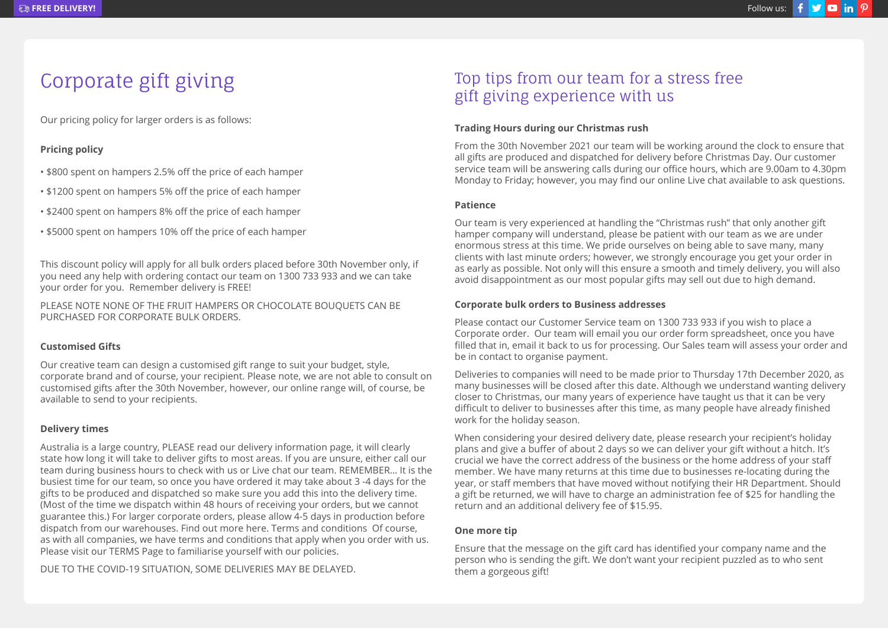# Corporate gift giving

Our pricing policy for larger orders is as follows:

**Pricing policy**

- $800 spent on hampers 2.5% off the price of each hamper
- $1200 spent on hampers 5% off the price of each hamper
- $2400 spent on hampers 8% off the price of each hamper
- $5000 spent on hampers 10% off the price of each hamper

This discount policy will apply for all bulk orders placed before 30th November only, if you need any help with ordering contact our team on 1300 733 933 and we can take your order for you.  Remember delivery is FREE!

PLEASE NOTE NONE OF THE FRUIT HAMPERS OR CHOCOLATE BOUQUETS CAN BE PURCHASED FOR CORPORATE BULK ORDERS.

**Customised Gifts**

Our creative team can design a customised gift range to suit your budget, style, corporate brand and of course, your recipient. Please note, we are not able to consult on customised gifts after the 30th November, however, our online range will, of course, be available to send to your recipients.

**Delivery times**

Australia is a large country, PLEASE read our delivery information page, it will clearly state how long it will take to deliver gifts to most areas. If you are unsure, either call our team during business hours to check with us or Live chat our team. REMEMBER… It is the busiest time for our team, so once you have ordered it may take about 3 -4 days for the gifts to be produced and dispatched so make sure you add this into the delivery time. (Most of the time we dispatch within 48 hours of receiving your orders, but we cannot guarantee this.) For larger corporate orders, please allow 4-5 days in production before dispatch from our warehouses. Find out more here. Terms and conditions  Of course, as with all companies, we have terms and conditions that apply when you order with us. Please visit our TERMS Page to familiarise yourself with our policies.

DUE TO THE COVID-19 SITUATION, SOME DELIVERIES MAY BE DELAYED.

## Top tips from our team for a stress free gift giving experience with us

**Trading Hours during our Christmas rush**

From the 30th November 2021 our team will be working around the clock to ensure that all gifts are produced and dispatched for delivery before Christmas Day. Our customer service team will be answering calls during our office hours, which are 9.00am to 4.30pm Monday to Friday; however, you may find our online Live chat available to ask questions.

**Patience**

Our team is very experienced at handling the "Christmas rush" that only another gift hamper company will understand, please be patient with our team as we are under enormous stress at this time. We pride ourselves on being able to save many, many clients with last minute orders; however, we strongly encourage you get your order in as early as possible. Not only will this ensure a smooth and timely delivery, you will also avoid disappointment as our most popular gifts may sell out due to high demand.

**Corporate bulk orders to Business addresses**

Please contact our Customer Service team on 1300 733 933 if you wish to place a Corporate order.  Our team will email you our order form spreadsheet, once you have filled that in, email it back to us for processing. Our Sales team will assess your order and be in contact to organise payment.

Deliveries to companies will need to be made prior to Thursday 17th December 2020, as many businesses will be closed after this date. Although we understand wanting delivery closer to Christmas, our many years of experience have taught us that it can be very difficult to deliver to businesses after this time, as many people have already finished work for the holiday season.

When considering your desired delivery date, please research your recipient's holiday plans and give a buffer of about 2 days so we can deliver your gift without a hitch. It's crucial we have the correct address of the business or the home address of your staff member. We have many returns at this time due to businesses re-locating during the year, or staff members that have moved without notifying their HR Department. Should a gift be returned, we will have to charge an administration fee of $25 for handling the return and an additional delivery fee of $15.95.

**One more tip**

Ensure that the message on the gift card has identified your company name and the person who is sending the gift. We don't want your recipient puzzled as to who sent them a gorgeous gift!